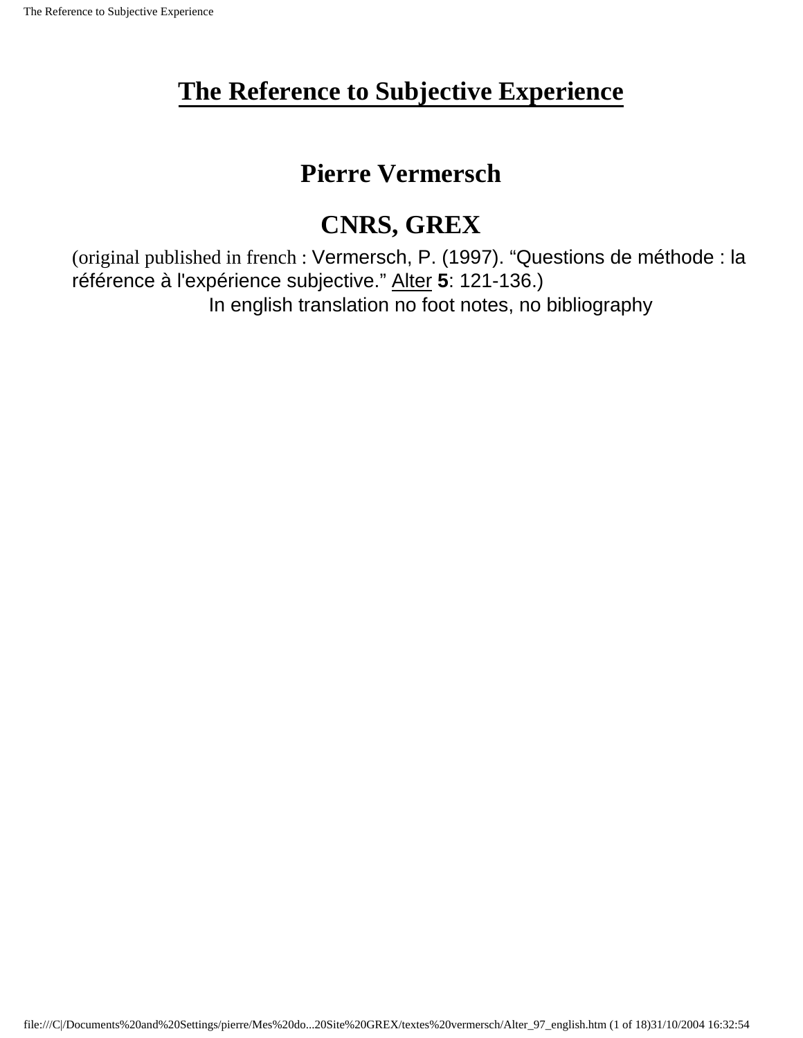# The Reference to Subjective Experience

## Pierre Vermersch

## CNRS, GREX

(original published in french : Vermersch, P. (1997). "Questions de méthode : la référence à l'expérience subjective." Alter **5**: 121-136.)

In english translation no foot notes, no bibliography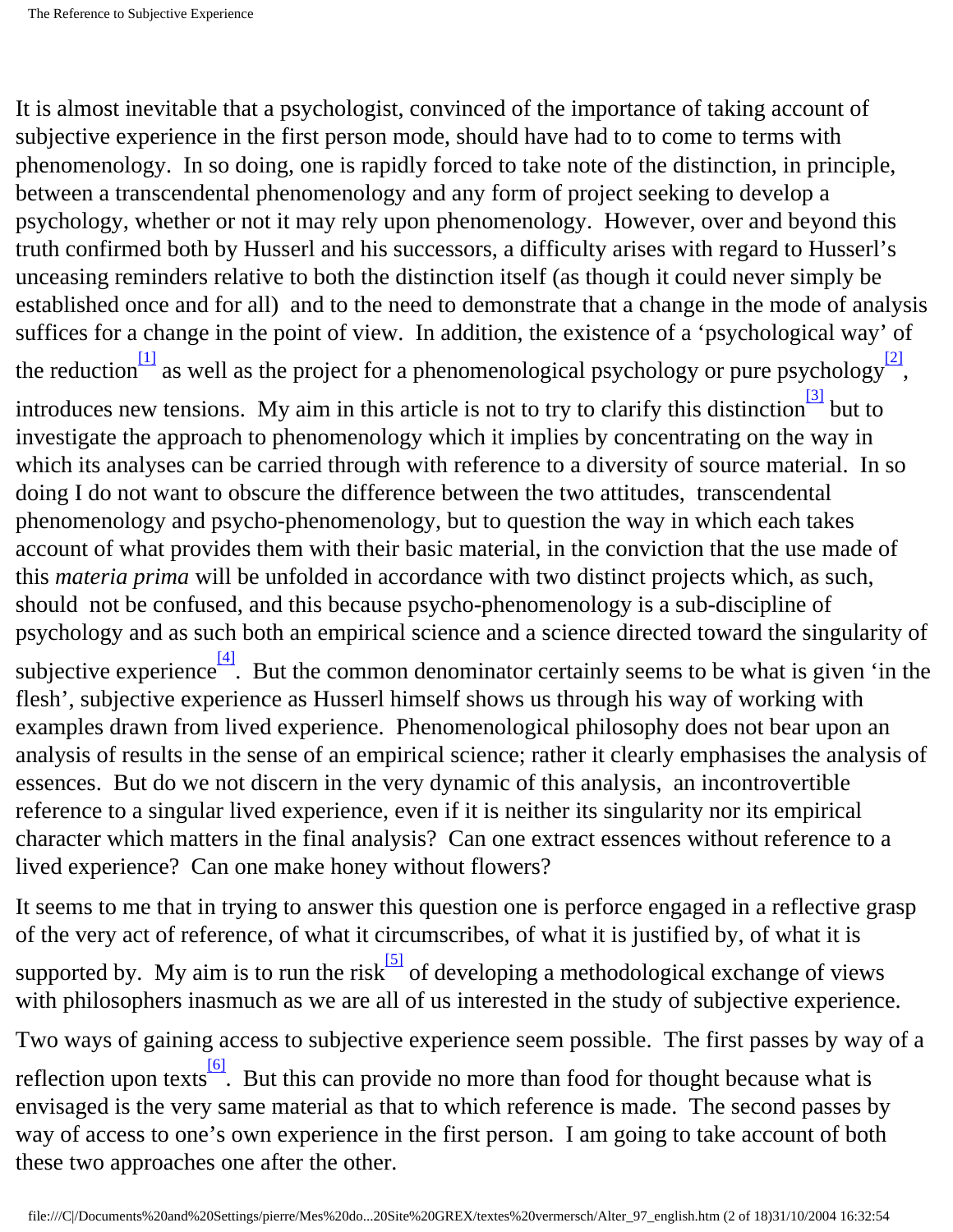It is almost inevitable that a psychologist, convinced of the importance of taking account of subjective experience in the first person mode, should have had to to come to terms with phenomenology. In so doing, one is rapidly forced to take note of the distinction, in principle, between a transcendental phenomenology and any form of project seeking to develop a psychology, whether or not it may rely upon phenomenology. However, over and beyond this truth confirmed both by Husserl and his successors, a difficulty arises with regard to Husserl's unceasing reminders relative to both the distinction itself (as though it could never simply be established once and for all) and to the need to demonstrate that a change in the mode of analysis suffices for a change in the point of view. In addition, the existence of a 'psychological way' of the reduction[1] as well as the project for a phenomenological psychology or pure psychology[2], introduces new tensions. My aim in this article is not to try to clarify this distinction[3] but to investigate the approach to phenomenology which it implies by concentrating on the way in which its analyses can be carried through with reference to a diversity of source material. In so doing I do not want to obscure the difference between the two attitudes, transcendental phenomenology and psycho-phenomenology, but to question the way in which each takes account of what provides them with their basic material, in the conviction that the use made of this *materia prima* will be unfolded in accordance with two distinct projects which, as such, should not be confused, and this because psycho-phenomenology is a sub-discipline of psychology and as such both an empirical science and a science directed toward the singularity of subjective experience[4]. But the common denominator certainly seems to be what is given 'in the flesh', subjective experience as Husserl himself shows us through his way of working with examples drawn from lived experience. Phenomenological philosophy does not bear upon an analysis of results in the sense of an empirical science; rather it clearly emphasises the analysis of essences. But do we not discern in the very dynamic of this analysis, an incontrovertible reference to a singular lived experience, even if it is neither its singularity nor its empirical character which matters in the final analysis? Can one extract essences without reference to a lived experience? Can one make honey without flowers?

It seems to me that in trying to answer this question one is perforce engaged in a reflective grasp of the very act of reference, of what it circumscribes, of what it is justified by, of what it is supported by. My aim is to run the risk[5] of developing a methodological exchange of views with philosophers inasmuch as we are all of us interested in the study of subjective experience.

Two ways of gaining access to subjective experience seem possible. The first passes by way of a reflection upon texts[6]. But this can provide no more than food for thought because what is envisaged is the very same material as that to which reference is made. The second passes by way of access to one's own experience in the first person. I am going to take account of both these two approaches one after the other.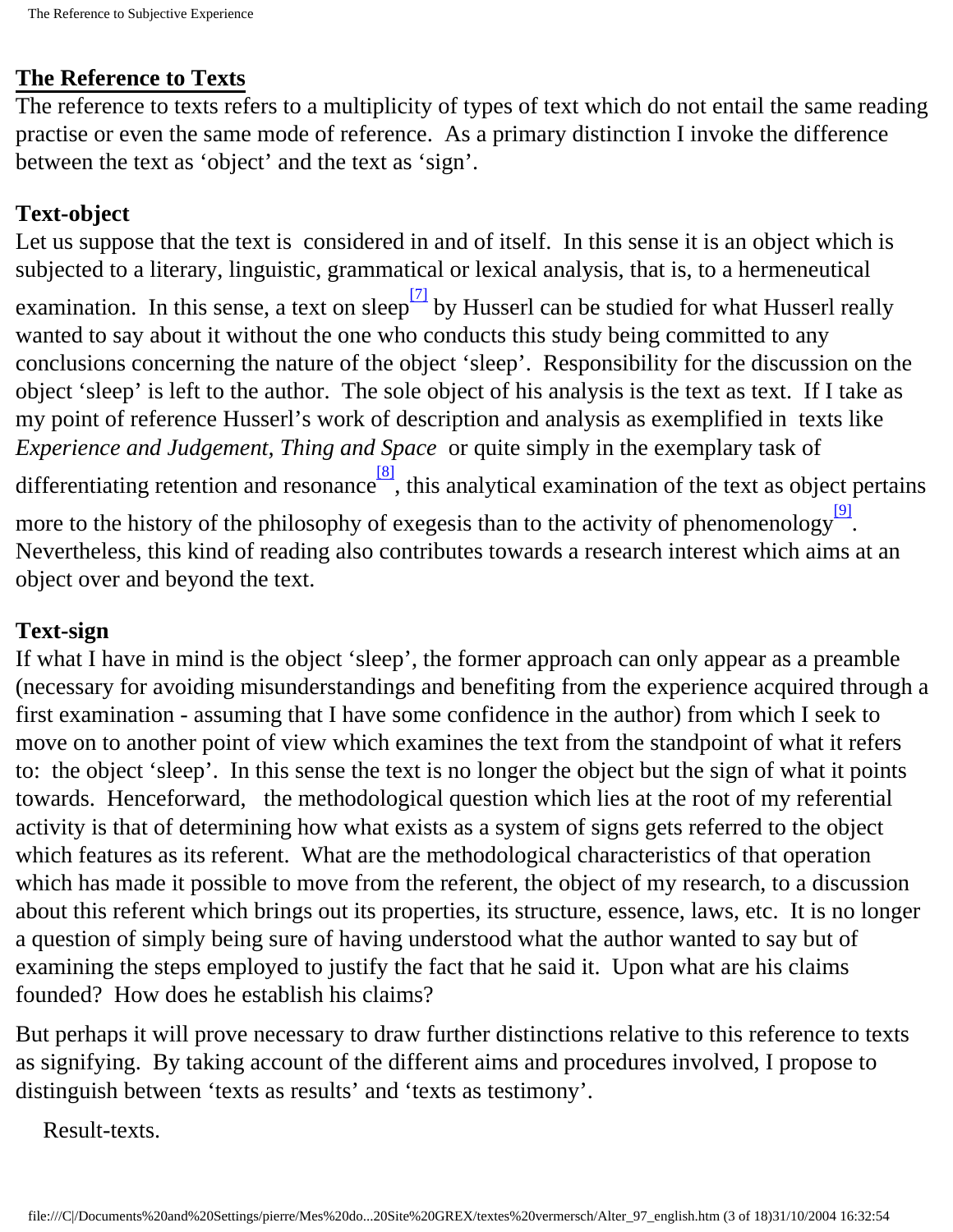## The Reference to Texts

The reference to texts refers to a multiplicity of types of text which do not entail the same reading practise or even the same mode of reference. As a primary distinction I invoke the difference between the text as 'object' and the text as 'sign'.

### Text-object

Let us suppose that the text is considered in and of itself. In this sense it is an object which is subjected to a literary, linguistic, grammatical or lexical analysis, that is, to a hermeneutical examination. In this sense, a text on sleep[7] by Husserl can be studied for what Husserl really wanted to say about it without the one who conducts this study being committed to any conclusions concerning the nature of the object 'sleep'. Responsibility for the discussion on the object 'sleep' is left to the author. The sole object of his analysis is the text as text. If I take as my point of reference Husserl's work of description and analysis as exemplified in texts like *Experience and Judgement*, *Thing and Space* or quite simply in the exemplary task of differentiating retention and resonance[8], this analytical examination of the text as object pertains more to the history of the philosophy of exegesis than to the activity of phenomenology[9]. Nevertheless, this kind of reading also contributes towards a research interest which aims at an object over and beyond the text.

### Text-sign

If what I have in mind is the object 'sleep', the former approach can only appear as a preamble (necessary for avoiding misunderstandings and benefiting from the experience acquired through a first examination - assuming that I have some confidence in the author) from which I seek to move on to another point of view which examines the text from the standpoint of what it refers to: the object 'sleep'. In this sense the text is no longer the object but the sign of what it points towards. Henceforward, the methodological question which lies at the root of my referential activity is that of determining how what exists as a system of signs gets referred to the object which features as its referent. What are the methodological characteristics of that operation which has made it possible to move from the referent, the object of my research, to a discussion about this referent which brings out its properties, its structure, essence, laws, etc. It is no longer a question of simply being sure of having understood what the author wanted to say but of examining the steps employed to justify the fact that he said it. Upon what are his claims founded? How does he establish his claims?

But perhaps it will prove necessary to draw further distinctions relative to this reference to texts as signifying. By taking account of the different aims and procedures involved, I propose to distinguish between 'texts as results' and 'texts as testimony'.

Result-texts.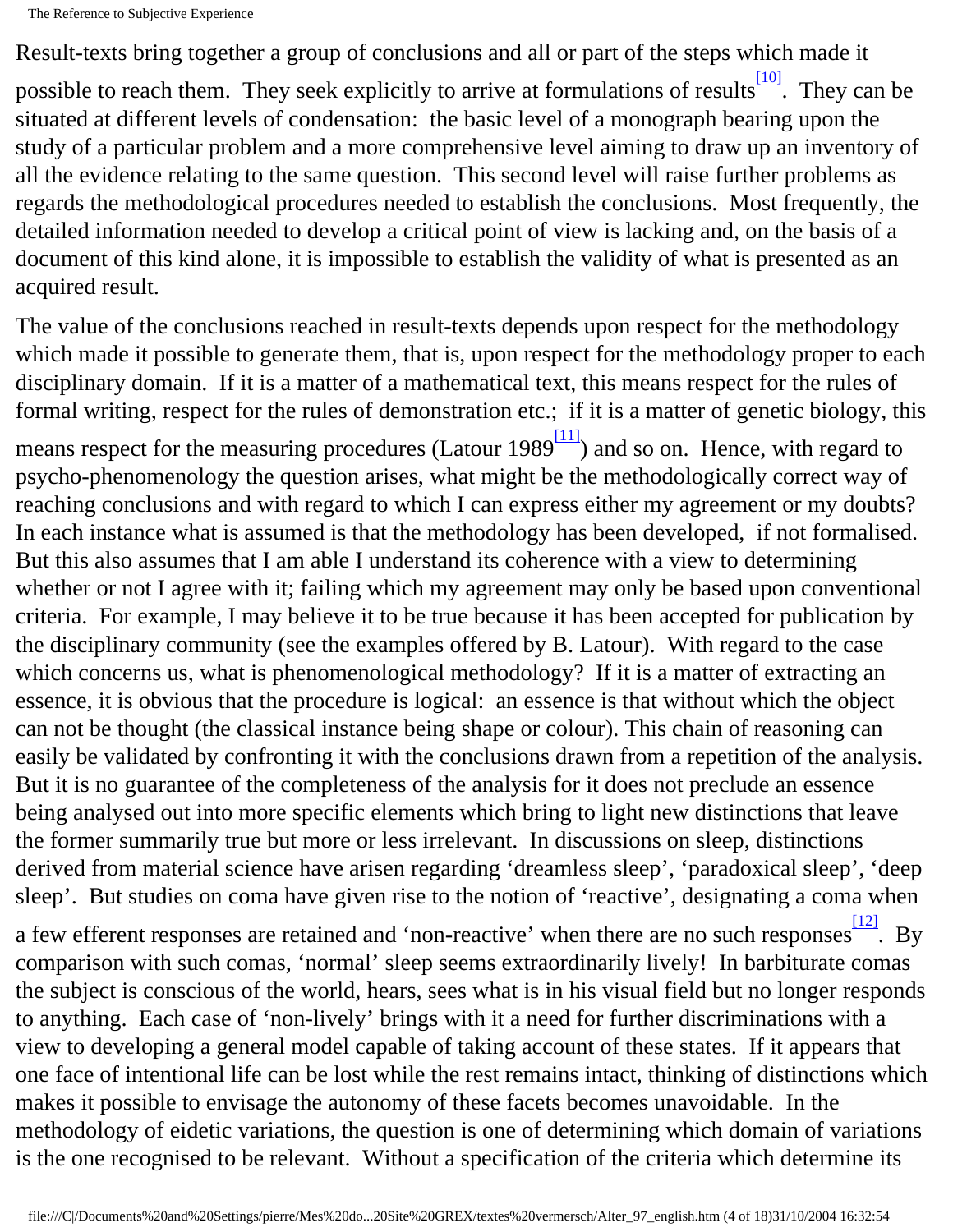Result-texts bring together a group of conclusions and all or part of the steps which made it possible to reach them. They seek explicitly to arrive at formulations of results[10]. They can be situated at different levels of condensation: the basic level of a monograph bearing upon the study of a particular problem and a more comprehensive level aiming to draw up an inventory of all the evidence relating to the same question. This second level will raise further problems as regards the methodological procedures needed to establish the conclusions. Most frequently, the detailed information needed to develop a critical point of view is lacking and, on the basis of a document of this kind alone, it is impossible to establish the validity of what is presented as an acquired result.

The value of the conclusions reached in result-texts depends upon respect for the methodology which made it possible to generate them, that is, upon respect for the methodology proper to each disciplinary domain. If it is a matter of a mathematical text, this means respect for the rules of formal writing, respect for the rules of demonstration etc.; if it is a matter of genetic biology, this means respect for the measuring procedures (Latour 1989[11]) and so on. Hence, with regard to psycho-phenomenology the question arises, what might be the methodologically correct way of reaching conclusions and with regard to which I can express either my agreement or my doubts? In each instance what is assumed is that the methodology has been developed, if not formalised. But this also assumes that I am able I understand its coherence with a view to determining whether or not I agree with it; failing which my agreement may only be based upon conventional criteria. For example, I may believe it to be true because it has been accepted for publication by the disciplinary community (see the examples offered by B. Latour). With regard to the case which concerns us, what is phenomenological methodology? If it is a matter of extracting an essence, it is obvious that the procedure is logical: an essence is that without which the object can not be thought (the classical instance being shape or colour). This chain of reasoning can easily be validated by confronting it with the conclusions drawn from a repetition of the analysis. But it is no guarantee of the completeness of the analysis for it does not preclude an essence being analysed out into more specific elements which bring to light new distinctions that leave the former summarily true but more or less irrelevant. In discussions on sleep, distinctions derived from material science have arisen regarding 'dreamless sleep', 'paradoxical sleep', 'deep sleep'. But studies on coma have given rise to the notion of 'reactive', designating a coma when a few efferent responses are retained and 'non-reactive' when there are no such responses[12]. By comparison with such comas, 'normal' sleep seems extraordinarily lively! In barbiturate comas the subject is conscious of the world, hears, sees what is in his visual field but no longer responds to anything. Each case of 'non-lively' brings with it a need for further discriminations with a view to developing a general model capable of taking account of these states. If it appears that one face of intentional life can be lost while the rest remains intact, thinking of distinctions which makes it possible to envisage the autonomy of these facets becomes unavoidable. In the methodology of eidetic variations, the question is one of determining which domain of variations is the one recognised to be relevant. Without a specification of the criteria which determine its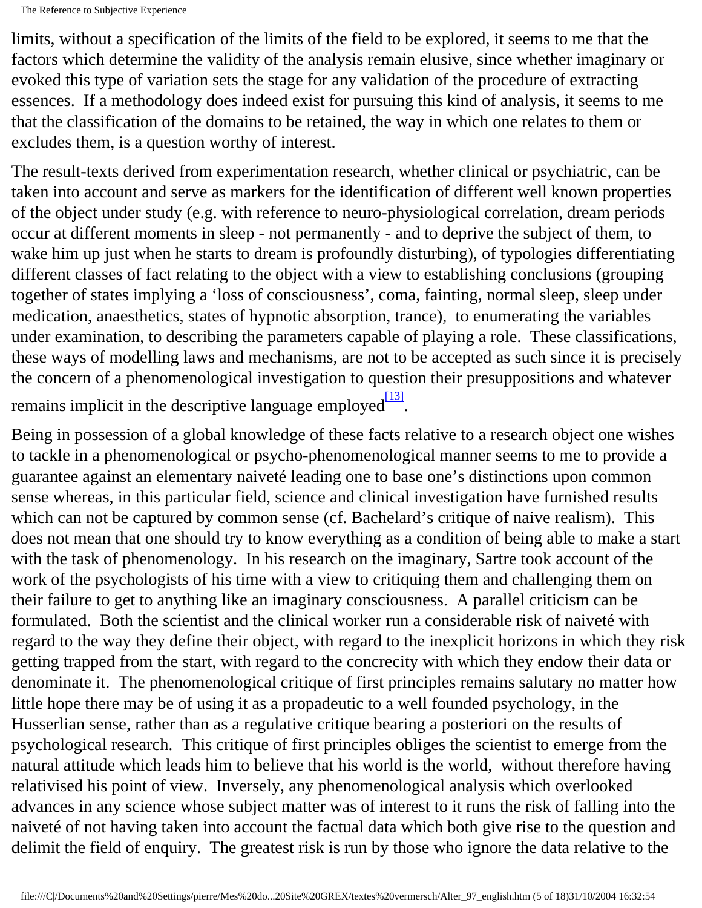limits, without a specification of the limits of the field to be explored, it seems to me that the factors which determine the validity of the analysis remain elusive, since whether imaginary or evoked this type of variation sets the stage for any validation of the procedure of extracting essences. If a methodology does indeed exist for pursuing this kind of analysis, it seems to me that the classification of the domains to be retained, the way in which one relates to them or excludes them, is a question worthy of interest.

The result-texts derived from experimentation research, whether clinical or psychiatric, can be taken into account and serve as markers for the identification of different well known properties of the object under study (e.g. with reference to neuro-physiological correlation, dream periods occur at different moments in sleep - not permanently - and to deprive the subject of them, to wake him up just when he starts to dream is profoundly disturbing), of typologies differentiating different classes of fact relating to the object with a view to establishing conclusions (grouping together of states implying a 'loss of consciousness', coma, fainting, normal sleep, sleep under medication, anaesthetics, states of hypnotic absorption, trance), to enumerating the variables under examination, to describing the parameters capable of playing a role. These classifications, these ways of modelling laws and mechanisms, are not to be accepted as such since it is precisely the concern of a phenomenological investigation to question their presuppositions and whatever remains implicit in the descriptive language employed[13].

Being in possession of a global knowledge of these facts relative to a research object one wishes to tackle in a phenomenological or psycho-phenomenological manner seems to me to provide a guarantee against an elementary naiveté leading one to base one's distinctions upon common sense whereas, in this particular field, science and clinical investigation have furnished results which can not be captured by common sense (cf. Bachelard's critique of naive realism). This does not mean that one should try to know everything as a condition of being able to make a start with the task of phenomenology. In his research on the imaginary, Sartre took account of the work of the psychologists of his time with a view to critiquing them and challenging them on their failure to get to anything like an imaginary consciousness. A parallel criticism can be formulated. Both the scientist and the clinical worker run a considerable risk of naiveté with regard to the way they define their object, with regard to the inexplicit horizons in which they risk getting trapped from the start, with regard to the concrecity with which they endow their data or denominate it. The phenomenological critique of first principles remains salutary no matter how little hope there may be of using it as a propadeutic to a well founded psychology, in the Husserlian sense, rather than as a regulative critique bearing a posteriori on the results of psychological research. This critique of first principles obliges the scientist to emerge from the natural attitude which leads him to believe that his world is the world, without therefore having relativised his point of view. Inversely, any phenomenological analysis which overlooked advances in any science whose subject matter was of interest to it runs the risk of falling into the naiveté of not having taken into account the factual data which both give rise to the question and delimit the field of enquiry. The greatest risk is run by those who ignore the data relative to the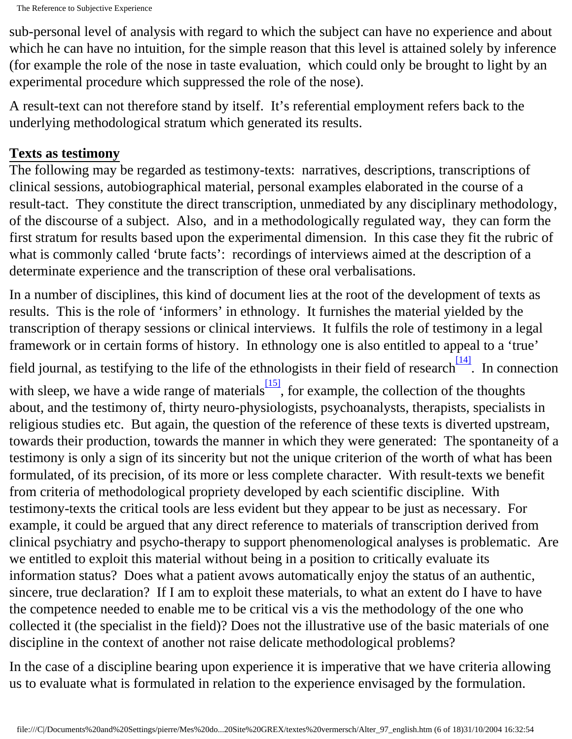sub-personal level of analysis with regard to which the subject can have no experience and about which he can have no intuition, for the simple reason that this level is attained solely by inference (for example the role of the nose in taste evaluation, which could only be brought to light by an experimental procedure which suppressed the role of the nose).

A result-text can not therefore stand by itself. It's referential employment refers back to the underlying methodological stratum which generated its results.

## Texts as testimony

The following may be regarded as testimony-texts: narratives, descriptions, transcriptions of clinical sessions, autobiographical material, personal examples elaborated in the course of a result-tact. They constitute the direct transcription, unmediated by any disciplinary methodology, of the discourse of a subject. Also, and in a methodologically regulated way, they can form the first stratum for results based upon the experimental dimension. In this case they fit the rubric of what is commonly called 'brute facts': recordings of interviews aimed at the description of a determinate experience and the transcription of these oral verbalisations.

In a number of disciplines, this kind of document lies at the root of the development of texts as results. This is the role of 'informers' in ethnology. It furnishes the material yielded by the transcription of therapy sessions or clinical interviews. It fulfils the role of testimony in a legal framework or in certain forms of history. In ethnology one is also entitled to appeal to a 'true' field journal, as testifying to the life of the ethnologists in their field of research[14]. In connection with sleep, we have a wide range of materials[15], for example, the collection of the thoughts about, and the testimony of, thirty neuro-physiologists, psychoanalysts, therapists, specialists in religious studies etc. But again, the question of the reference of these texts is diverted upstream, towards their production, towards the manner in which they were generated: The spontaneity of a testimony is only a sign of its sincerity but not the unique criterion of the worth of what has been formulated, of its precision, of its more or less complete character. With result-texts we benefit from criteria of methodological propriety developed by each scientific discipline. With testimony-texts the critical tools are less evident but they appear to be just as necessary. For example, it could be argued that any direct reference to materials of transcription derived from clinical psychiatry and psycho-therapy to support phenomenological analyses is problematic. Are we entitled to exploit this material without being in a position to critically evaluate its information status? Does what a patient avows automatically enjoy the status of an authentic, sincere, true declaration? If I am to exploit these materials, to what an extent do I have to have the competence needed to enable me to be critical vis a vis the methodology of the one who collected it (the specialist in the field)? Does not the illustrative use of the basic materials of one discipline in the context of another not raise delicate methodological problems?

In the case of a discipline bearing upon experience it is imperative that we have criteria allowing us to evaluate what is formulated in relation to the experience envisaged by the formulation.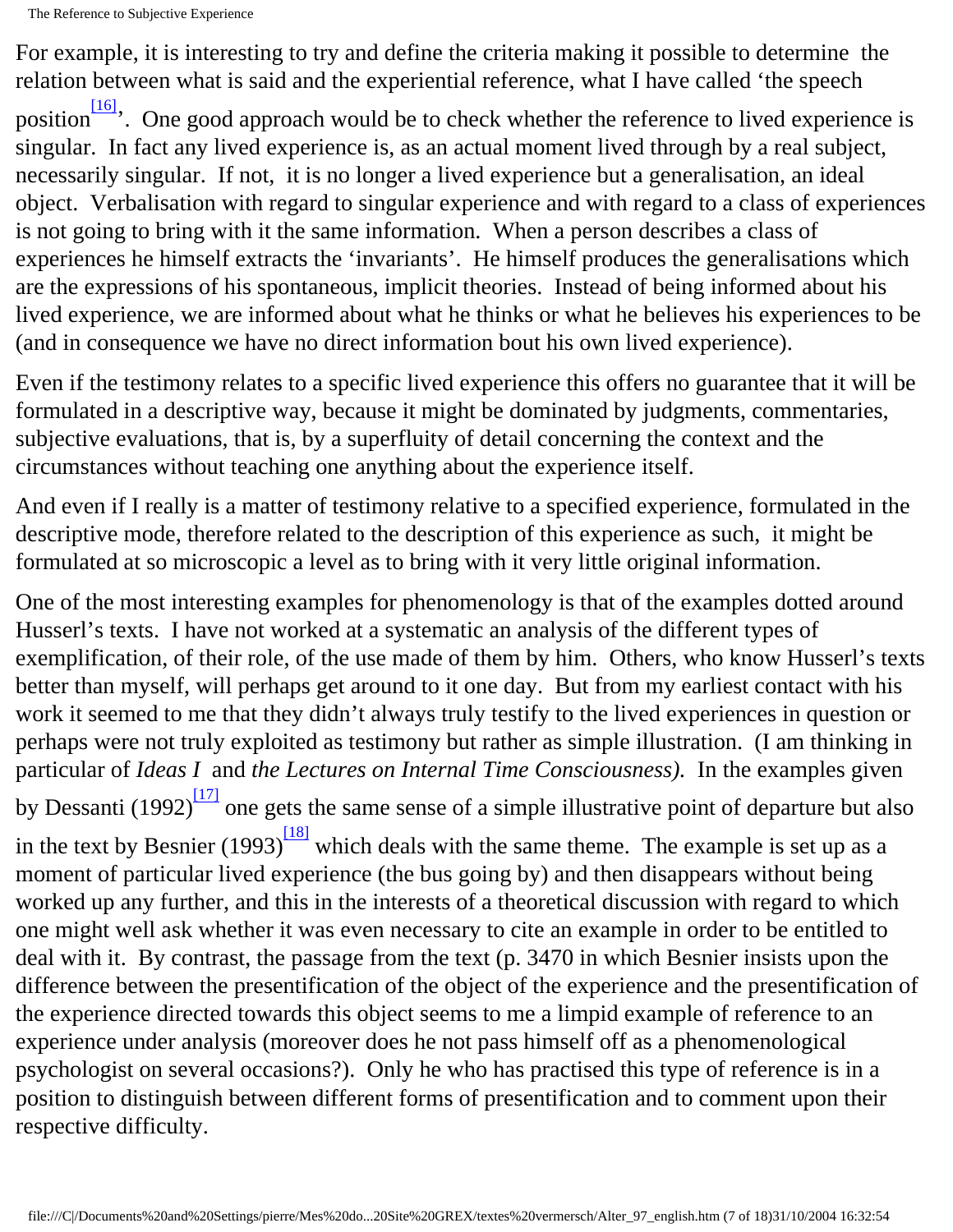For example, it is interesting to try and define the criteria making it possible to determine the relation between what is said and the experiential reference, what I have called 'the speech position[16]'. One good approach would be to check whether the reference to lived experience is singular. In fact any lived experience is, as an actual moment lived through by a real subject, necessarily singular. If not, it is no longer a lived experience but a generalisation, an ideal object. Verbalisation with regard to singular experience and with regard to a class of experiences is not going to bring with it the same information. When a person describes a class of experiences he himself extracts the 'invariants'. He himself produces the generalisations which are the expressions of his spontaneous, implicit theories. Instead of being informed about his lived experience, we are informed about what he thinks or what he believes his experiences to be (and in consequence we have no direct information bout his own lived experience).

Even if the testimony relates to a specific lived experience this offers no guarantee that it will be formulated in a descriptive way, because it might be dominated by judgments, commentaries, subjective evaluations, that is, by a superfluity of detail concerning the context and the circumstances without teaching one anything about the experience itself.

And even if I really is a matter of testimony relative to a specified experience, formulated in the descriptive mode, therefore related to the description of this experience as such, it might be formulated at so microscopic a level as to bring with it very little original information.

One of the most interesting examples for phenomenology is that of the examples dotted around Husserl's texts. I have not worked at a systematic an analysis of the different types of exemplification, of their role, of the use made of them by him. Others, who know Husserl's texts better than myself, will perhaps get around to it one day. But from my earliest contact with his work it seemed to me that they didn't always truly testify to the lived experiences in question or perhaps were not truly exploited as testimony but rather as simple illustration. (I am thinking in particular of *Ideas I* and *the Lectures on Internal Time Consciousness).* In the examples given by Dessanti (1992)[17] one gets the same sense of a simple illustrative point of departure but also in the text by Besnier (1993)[18] which deals with the same theme. The example is set up as a moment of particular lived experience (the bus going by) and then disappears without being worked up any further, and this in the interests of a theoretical discussion with regard to which one might well ask whether it was even necessary to cite an example in order to be entitled to deal with it. By contrast, the passage from the text (p. 3470 in which Besnier insists upon the difference between the presentification of the object of the experience and the presentification of the experience directed towards this object seems to me a limpid example of reference to an experience under analysis (moreover does he not pass himself off as a phenomenological psychologist on several occasions?). Only he who has practised this type of reference is in a position to distinguish between different forms of presentification and to comment upon their respective difficulty.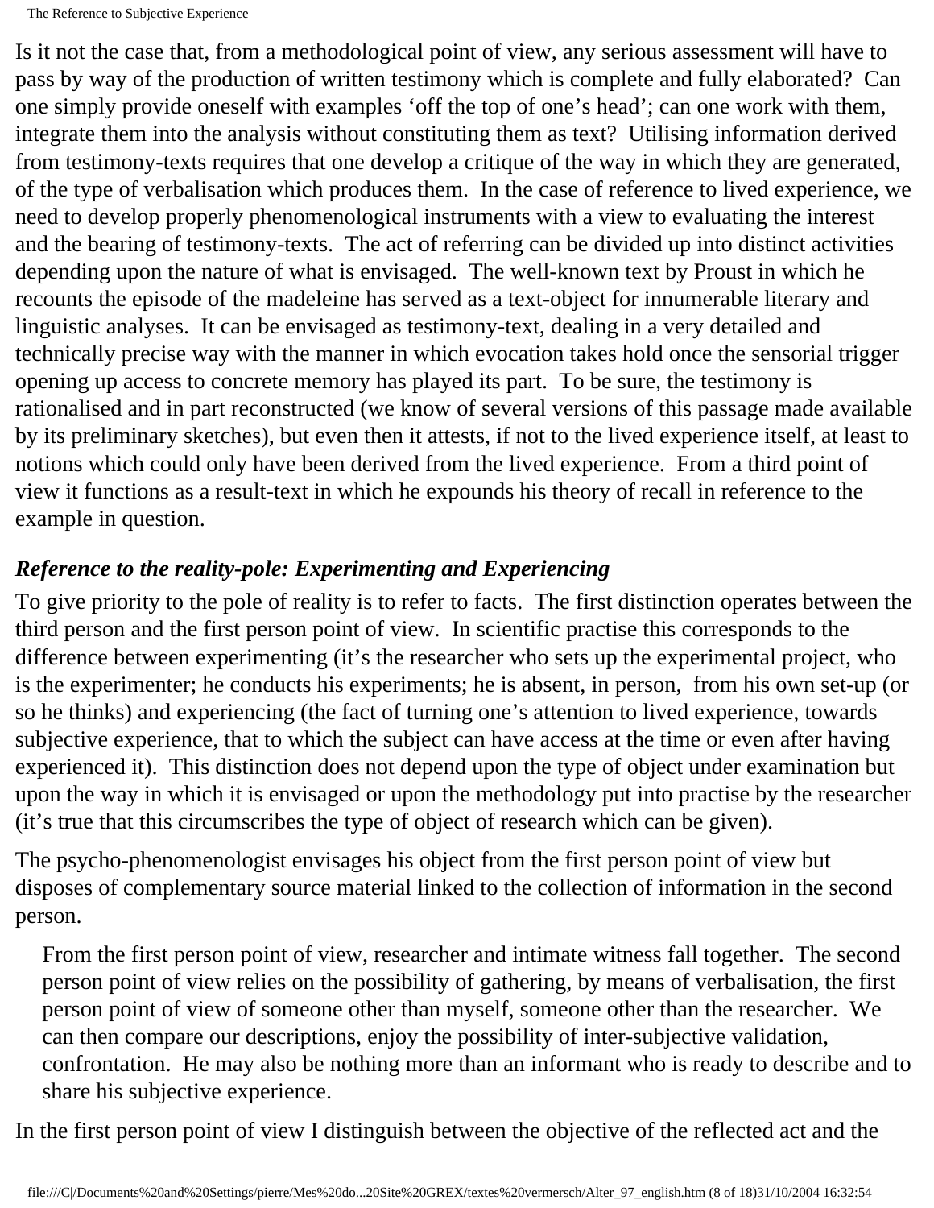Is it not the case that, from a methodological point of view, any serious assessment will have to pass by way of the production of written testimony which is complete and fully elaborated? Can one simply provide oneself with examples 'off the top of one's head'; can one work with them, integrate them into the analysis without constituting them as text? Utilising information derived from testimony-texts requires that one develop a critique of the way in which they are generated, of the type of verbalisation which produces them. In the case of reference to lived experience, we need to develop properly phenomenological instruments with a view to evaluating the interest and the bearing of testimony-texts. The act of referring can be divided up into distinct activities depending upon the nature of what is envisaged. The well-known text by Proust in which he recounts the episode of the madeleine has served as a text-object for innumerable literary and linguistic analyses. It can be envisaged as testimony-text, dealing in a very detailed and technically precise way with the manner in which evocation takes hold once the sensorial trigger opening up access to concrete memory has played its part. To be sure, the testimony is rationalised and in part reconstructed (we know of several versions of this passage made available by its preliminary sketches), but even then it attests, if not to the lived experience itself, at least to notions which could only have been derived from the lived experience. From a third point of view it functions as a result-text in which he expounds his theory of recall in reference to the example in question.

### *Reference to the reality-pole: Experimenting and Experiencing*

To give priority to the pole of reality is to refer to facts. The first distinction operates between the third person and the first person point of view. In scientific practise this corresponds to the difference between experimenting (it's the researcher who sets up the experimental project, who is the experimenter; he conducts his experiments; he is absent, in person, from his own set-up (or so he thinks) and experiencing (the fact of turning one's attention to lived experience, towards subjective experience, that to which the subject can have access at the time or even after having experienced it). This distinction does not depend upon the type of object under examination but upon the way in which it is envisaged or upon the methodology put into practise by the researcher (it's true that this circumscribes the type of object of research which can be given).

The psycho-phenomenologist envisages his object from the first person point of view but disposes of complementary source material linked to the collection of information in the second person.

> From the first person point of view, researcher and intimate witness fall together. The second person point of view relies on the possibility of gathering, by means of verbalisation, the first person point of view of someone other than myself, someone other than the researcher. We can then compare our descriptions, enjoy the possibility of inter-subjective validation, confrontation. He may also be nothing more than an informant who is ready to describe and to share his subjective experience.

In the first person point of view I distinguish between the objective of the reflected act and the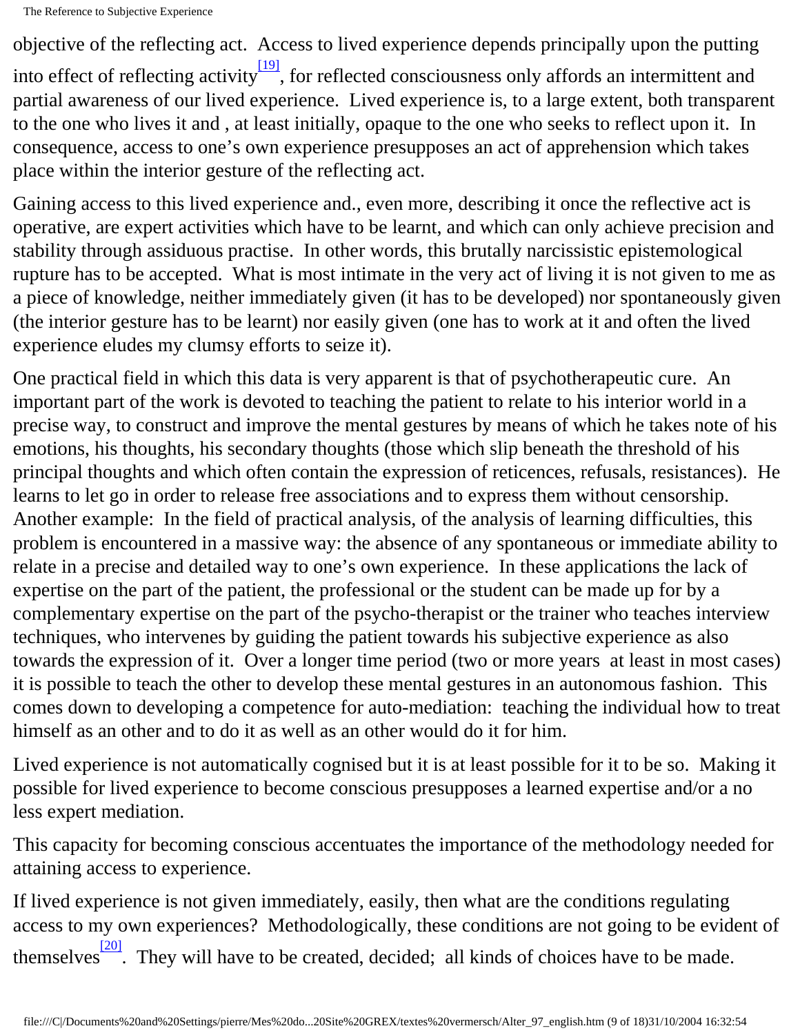objective of the reflecting act. Access to lived experience depends principally upon the putting into effect of reflecting activity[19], for reflected consciousness only affords an intermittent and partial awareness of our lived experience. Lived experience is, to a large extent, both transparent to the one who lives it and , at least initially, opaque to the one who seeks to reflect upon it. In consequence, access to one's own experience presupposes an act of apprehension which takes place within the interior gesture of the reflecting act.

Gaining access to this lived experience and., even more, describing it once the reflective act is operative, are expert activities which have to be learnt, and which can only achieve precision and stability through assiduous practise. In other words, this brutally narcissistic epistemological rupture has to be accepted. What is most intimate in the very act of living it is not given to me as a piece of knowledge, neither immediately given (it has to be developed) nor spontaneously given (the interior gesture has to be learnt) nor easily given (one has to work at it and often the lived experience eludes my clumsy efforts to seize it).

One practical field in which this data is very apparent is that of psychotherapeutic cure. An important part of the work is devoted to teaching the patient to relate to his interior world in a precise way, to construct and improve the mental gestures by means of which he takes note of his emotions, his thoughts, his secondary thoughts (those which slip beneath the threshold of his principal thoughts and which often contain the expression of reticences, refusals, resistances). He learns to let go in order to release free associations and to express them without censorship. Another example: In the field of practical analysis, of the analysis of learning difficulties, this problem is encountered in a massive way: the absence of any spontaneous or immediate ability to relate in a precise and detailed way to one's own experience. In these applications the lack of expertise on the part of the patient, the professional or the student can be made up for by a complementary expertise on the part of the psycho-therapist or the trainer who teaches interview techniques, who intervenes by guiding the patient towards his subjective experience as also towards the expression of it. Over a longer time period (two or more years at least in most cases) it is possible to teach the other to develop these mental gestures in an autonomous fashion. This comes down to developing a competence for auto-mediation: teaching the individual how to treat himself as an other and to do it as well as an other would do it for him.

Lived experience is not automatically cognised but it is at least possible for it to be so. Making it possible for lived experience to become conscious presupposes a learned expertise and/or a no less expert mediation.

This capacity for becoming conscious accentuates the importance of the methodology needed for attaining access to experience.

If lived experience is not given immediately, easily, then what are the conditions regulating access to my own experiences? Methodologically, these conditions are not going to be evident of themselves[20]. They will have to be created, decided; all kinds of choices have to be made.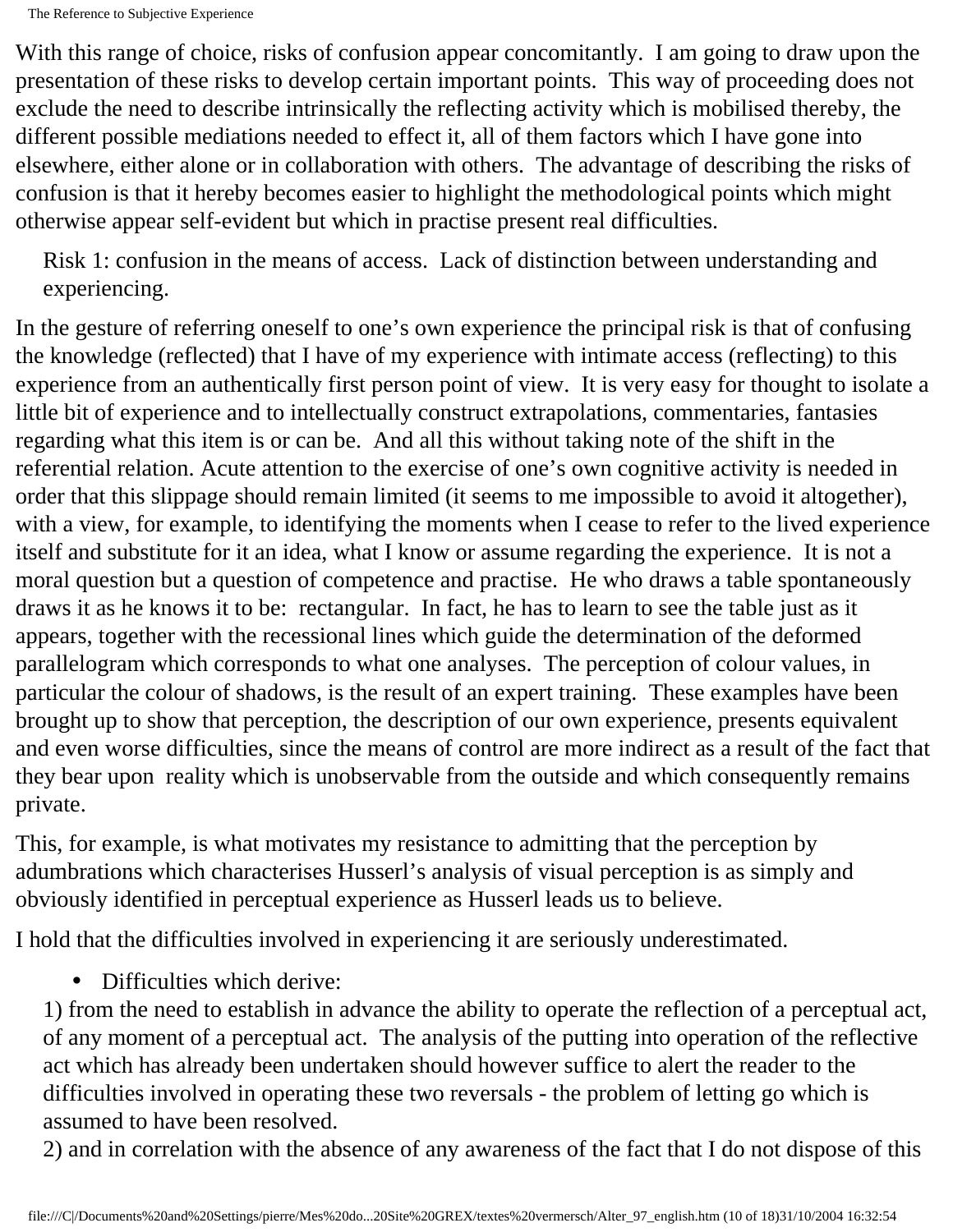With this range of choice, risks of confusion appear concomitantly. I am going to draw upon the presentation of these risks to develop certain important points. This way of proceeding does not exclude the need to describe intrinsically the reflecting activity which is mobilised thereby, the different possible mediations needed to effect it, all of them factors which I have gone into elsewhere, either alone or in collaboration with others. The advantage of describing the risks of confusion is that it hereby becomes easier to highlight the methodological points which might otherwise appear self-evident but which in practise present real difficulties.

Risk 1: confusion in the means of access. Lack of distinction between understanding and experiencing.

In the gesture of referring oneself to one's own experience the principal risk is that of confusing the knowledge (reflected) that I have of my experience with intimate access (reflecting) to this experience from an authentically first person point of view. It is very easy for thought to isolate a little bit of experience and to intellectually construct extrapolations, commentaries, fantasies regarding what this item is or can be. And all this without taking note of the shift in the referential relation. Acute attention to the exercise of one's own cognitive activity is needed in order that this slippage should remain limited (it seems to me impossible to avoid it altogether), with a view, for example, to identifying the moments when I cease to refer to the lived experience itself and substitute for it an idea, what I know or assume regarding the experience. It is not a moral question but a question of competence and practise. He who draws a table spontaneously draws it as he knows it to be: rectangular. In fact, he has to learn to see the table just as it appears, together with the recessional lines which guide the determination of the deformed parallelogram which corresponds to what one analyses. The perception of colour values, in particular the colour of shadows, is the result of an expert training. These examples have been brought up to show that perception, the description of our own experience, presents equivalent and even worse difficulties, since the means of control are more indirect as a result of the fact that they bear upon reality which is unobservable from the outside and which consequently remains private.

This, for example, is what motivates my resistance to admitting that the perception by adumbrations which characterises Husserl's analysis of visual perception is as simply and obviously identified in perceptual experience as Husserl leads us to believe.

I hold that the difficulties involved in experiencing it are seriously underestimated.

- Difficulties which derive:

1) from the need to establish in advance the ability to operate the reflection of a perceptual act, of any moment of a perceptual act. The analysis of the putting into operation of the reflective act which has already been undertaken should however suffice to alert the reader to the difficulties involved in operating these two reversals - the problem of letting go which is assumed to have been resolved.

2) and in correlation with the absence of any awareness of the fact that I do not dispose of this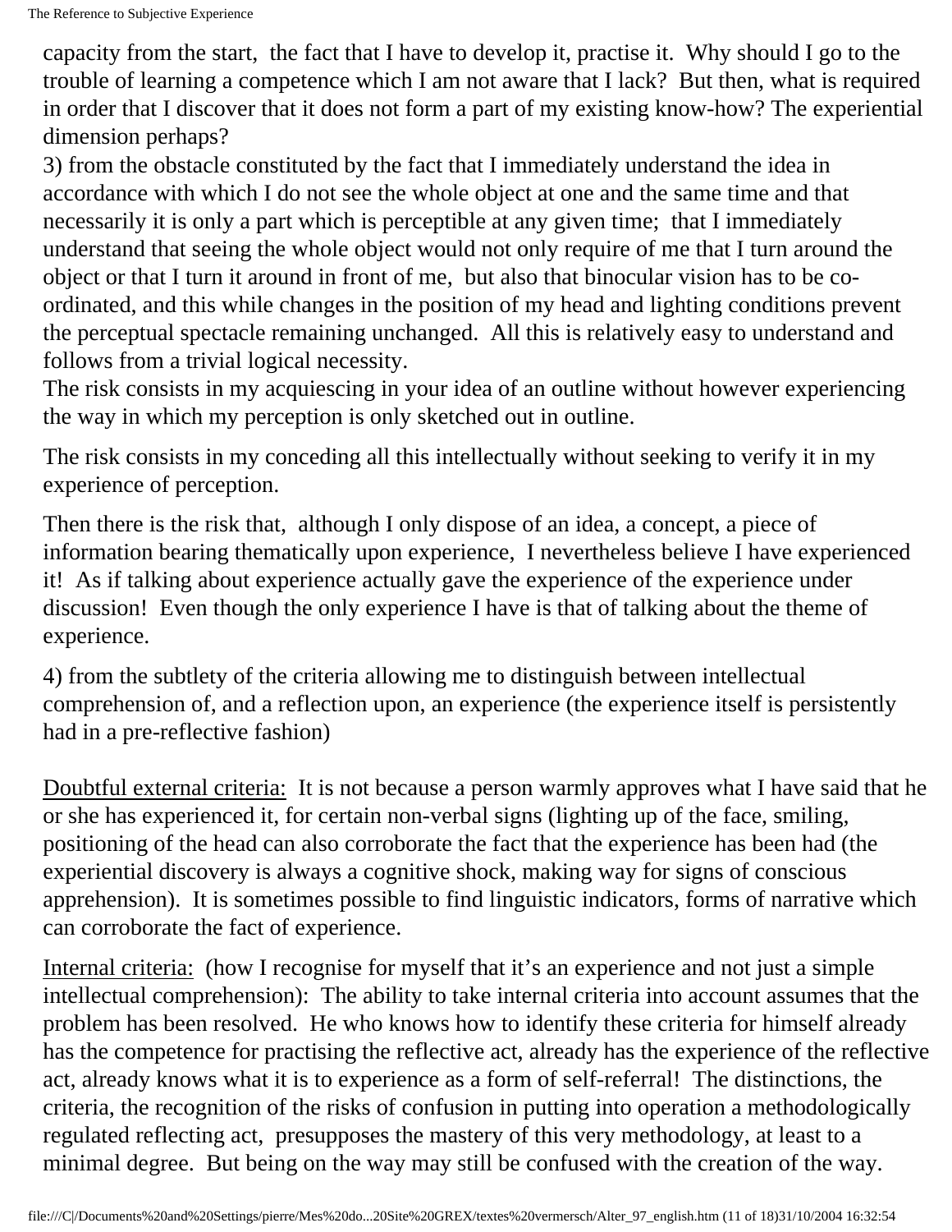capacity from the start, the fact that I have to develop it, practise it. Why should I go to the trouble of learning a competence which I am not aware that I lack? But then, what is required in order that I discover that it does not form a part of my existing know-how? The experiential dimension perhaps?

3) from the obstacle constituted by the fact that I immediately understand the idea in accordance with which I do not see the whole object at one and the same time and that necessarily it is only a part which is perceptible at any given time; that I immediately understand that seeing the whole object would not only require of me that I turn around the object or that I turn it around in front of me, but also that binocular vision has to be co-ordinated, and this while changes in the position of my head and lighting conditions prevent the perceptual spectacle remaining unchanged. All this is relatively easy to understand and follows from a trivial logical necessity.

The risk consists in my acquiescing in your idea of an outline without however experiencing the way in which my perception is only sketched out in outline.

The risk consists in my conceding all this intellectually without seeking to verify it in my experience of perception.

Then there is the risk that, although I only dispose of an idea, a concept, a piece of information bearing thematically upon experience, I nevertheless believe I have experienced it! As if talking about experience actually gave the experience of the experience under discussion! Even though the only experience I have is that of talking about the theme of experience.

4) from the subtlety of the criteria allowing me to distinguish between intellectual comprehension of, and a reflection upon, an experience (the experience itself is persistently had in a pre-reflective fashion)

Doubtful external criteria: It is not because a person warmly approves what I have said that he or she has experienced it, for certain non-verbal signs (lighting up of the face, smiling, positioning of the head can also corroborate the fact that the experience has been had (the experiential discovery is always a cognitive shock, making way for signs of conscious apprehension). It is sometimes possible to find linguistic indicators, forms of narrative which can corroborate the fact of experience.

Internal criteria: (how I recognise for myself that it's an experience and not just a simple intellectual comprehension): The ability to take internal criteria into account assumes that the problem has been resolved. He who knows how to identify these criteria for himself already has the competence for practising the reflective act, already has the experience of the reflective act, already knows what it is to experience as a form of self-referral! The distinctions, the criteria, the recognition of the risks of confusion in putting into operation a methodologically regulated reflecting act, presupposes the mastery of this very methodology, at least to a minimal degree. But being on the way may still be confused with the creation of the way.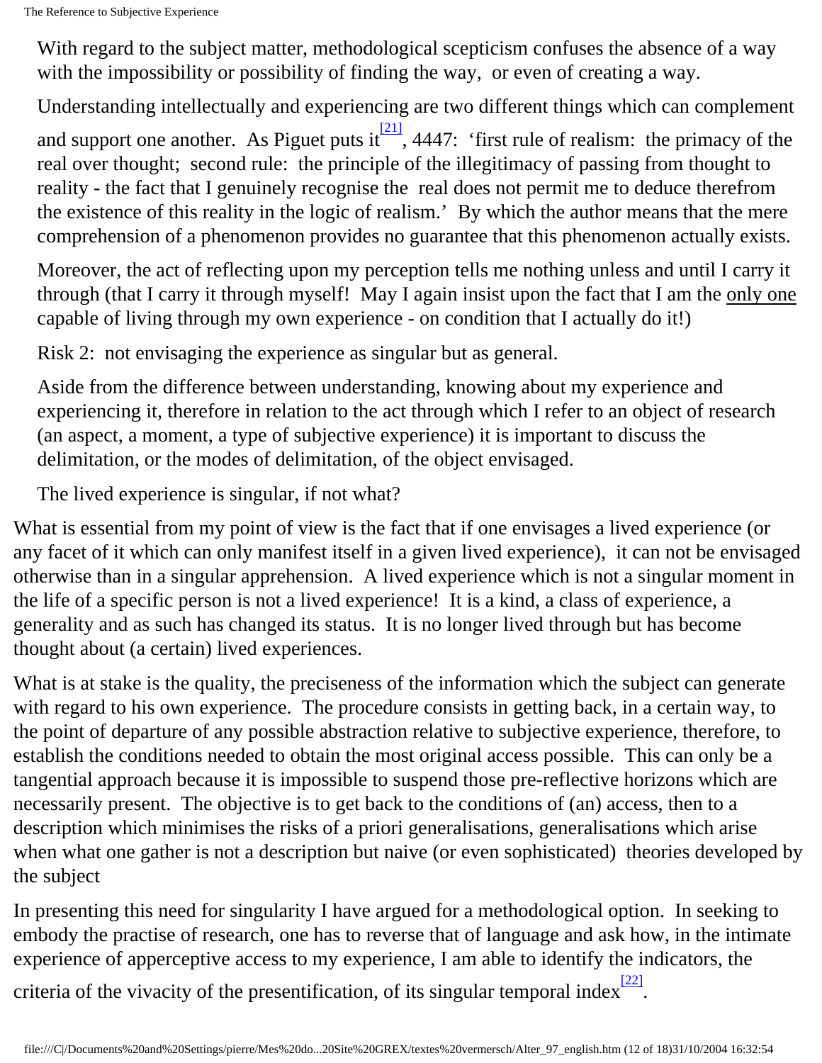With regard to the subject matter, methodological scepticism confuses the absence of a way with the impossibility or possibility of finding the way, or even of creating a way.

Understanding intellectually and experiencing are two different things which can complement and support one another. As Piguet puts it[21], 4447: 'first rule of realism: the primacy of the real over thought; second rule: the principle of the illegitimacy of passing from thought to reality - the fact that I genuinely recognise the real does not permit me to deduce therefrom the existence of this reality in the logic of realism.' By which the author means that the mere comprehension of a phenomenon provides no guarantee that this phenomenon actually exists.

Moreover, the act of reflecting upon my perception tells me nothing unless and until I carry it through (that I carry it through myself! May I again insist upon the fact that I am the <u>only one</u> capable of living through my own experience - on condition that I actually do it!)

Risk 2: not envisaging the experience as singular but as general.

Aside from the difference between understanding, knowing about my experience and experiencing it, therefore in relation to the act through which I refer to an object of research (an aspect, a moment, a type of subjective experience) it is important to discuss the delimitation, or the modes of delimitation, of the object envisaged.

The lived experience is singular, if not what?

What is essential from my point of view is the fact that if one envisages a lived experience (or any facet of it which can only manifest itself in a given lived experience), it can not be envisaged otherwise than in a singular apprehension. A lived experience which is not a singular moment in the life of a specific person is not a lived experience! It is a kind, a class of experience, a generality and as such has changed its status. It is no longer lived through but has become thought about (a certain) lived experiences.

What is at stake is the quality, the preciseness of the information which the subject can generate with regard to his own experience. The procedure consists in getting back, in a certain way, to the point of departure of any possible abstraction relative to subjective experience, therefore, to establish the conditions needed to obtain the most original access possible. This can only be a tangential approach because it is impossible to suspend those pre-reflective horizons which are necessarily present. The objective is to get back to the conditions of (an) access, then to a description which minimises the risks of a priori generalisations, generalisations which arise when what one gather is not a description but naive (or even sophisticated) theories developed by the subject

In presenting this need for singularity I have argued for a methodological option. In seeking to embody the practise of research, one has to reverse that of language and ask how, in the intimate experience of apperceptive access to my experience, I am able to identify the indicators, the criteria of the vivacity of the presentification, of its singular temporal index[22].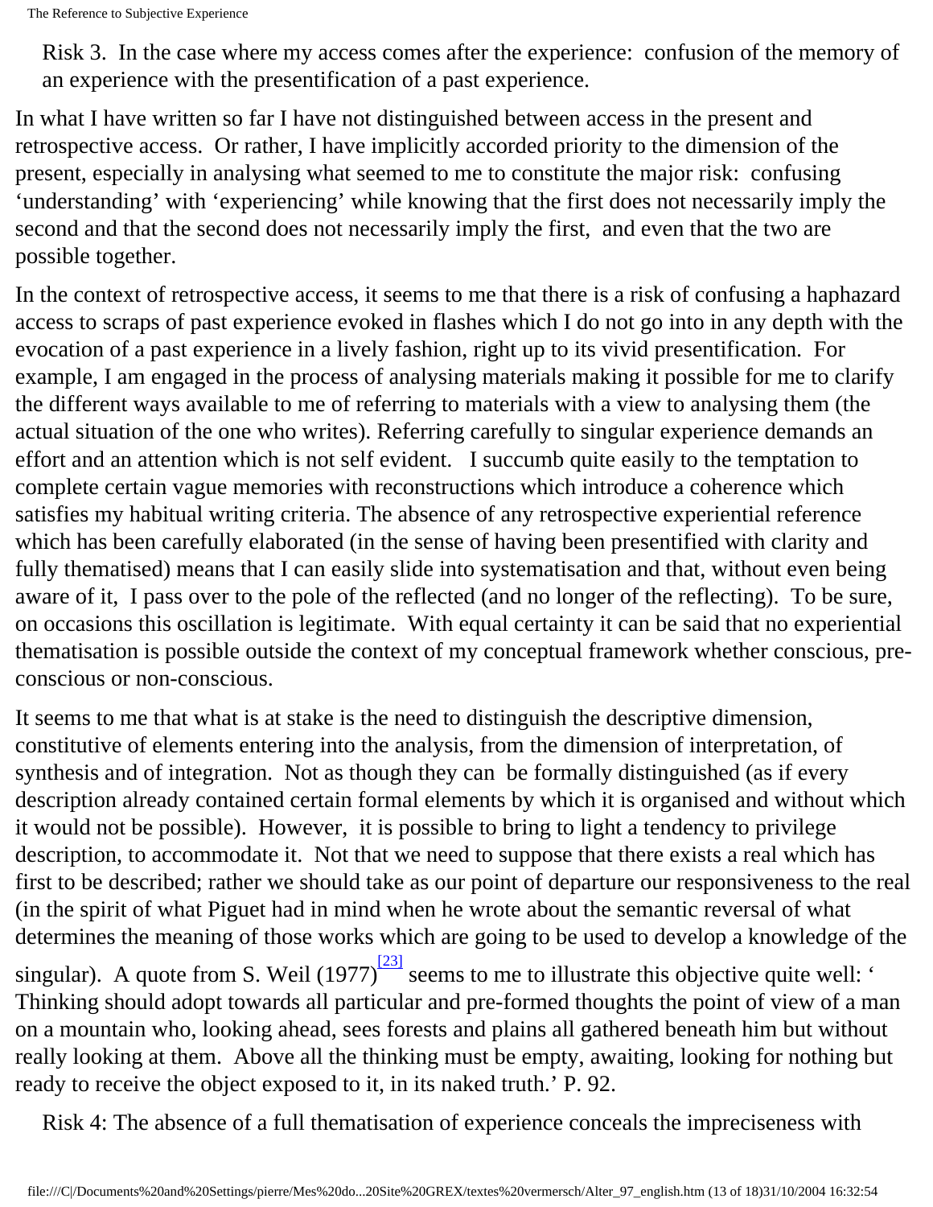Risk 3. In the case where my access comes after the experience: confusion of the memory of an experience with the presentification of a past experience.

In what I have written so far I have not distinguished between access in the present and retrospective access. Or rather, I have implicitly accorded priority to the dimension of the present, especially in analysing what seemed to me to constitute the major risk: confusing 'understanding' with 'experiencing' while knowing that the first does not necessarily imply the second and that the second does not necessarily imply the first, and even that the two are possible together.

In the context of retrospective access, it seems to me that there is a risk of confusing a haphazard access to scraps of past experience evoked in flashes which I do not go into in any depth with the evocation of a past experience in a lively fashion, right up to its vivid presentification. For example, I am engaged in the process of analysing materials making it possible for me to clarify the different ways available to me of referring to materials with a view to analysing them (the actual situation of the one who writes). Referring carefully to singular experience demands an effort and an attention which is not self evident. I succumb quite easily to the temptation to complete certain vague memories with reconstructions which introduce a coherence which satisfies my habitual writing criteria. The absence of any retrospective experiential reference which has been carefully elaborated (in the sense of having been presentified with clarity and fully thematised) means that I can easily slide into systematisation and that, without even being aware of it, I pass over to the pole of the reflected (and no longer of the reflecting). To be sure, on occasions this oscillation is legitimate. With equal certainty it can be said that no experiential thematisation is possible outside the context of my conceptual framework whether conscious, pre-conscious or non-conscious.

It seems to me that what is at stake is the need to distinguish the descriptive dimension, constitutive of elements entering into the analysis, from the dimension of interpretation, of synthesis and of integration. Not as though they can be formally distinguished (as if every description already contained certain formal elements by which it is organised and without which it would not be possible). However, it is possible to bring to light a tendency to privilege description, to accommodate it. Not that we need to suppose that there exists a real which has first to be described; rather we should take as our point of departure our responsiveness to the real (in the spirit of what Piguet had in mind when he wrote about the semantic reversal of what determines the meaning of those works which are going to be used to develop a knowledge of the singular). A quote from S. Weil (1977)[23] seems to me to illustrate this objective quite well: ' Thinking should adopt towards all particular and pre-formed thoughts the point of view of a man on a mountain who, looking ahead, sees forests and plains all gathered beneath him but without really looking at them. Above all the thinking must be empty, awaiting, looking for nothing but ready to receive the object exposed to it, in its naked truth.' P. 92.

Risk 4: The absence of a full thematisation of experience conceals the impreciseness with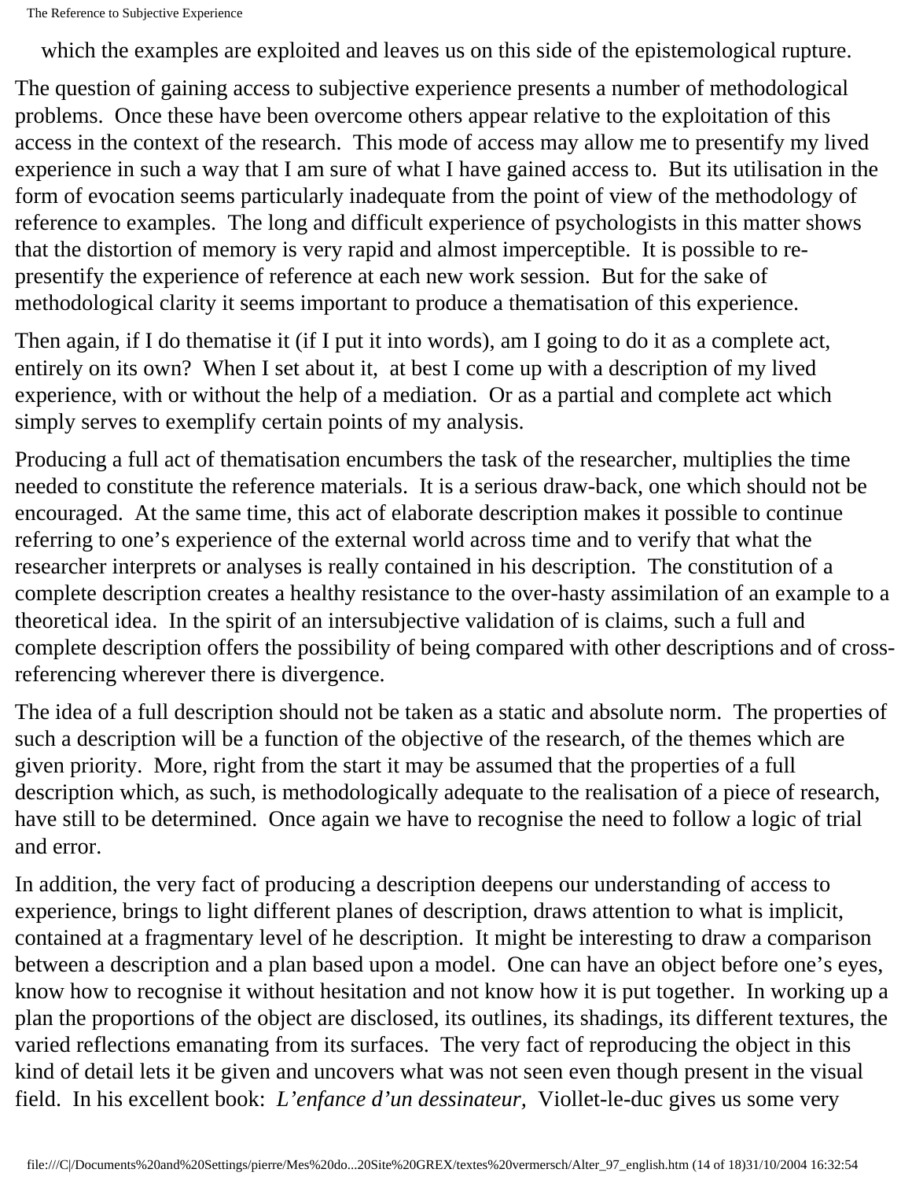which the examples are exploited and leaves us on this side of the epistemological rupture.

The question of gaining access to subjective experience presents a number of methodological problems. Once these have been overcome others appear relative to the exploitation of this access in the context of the research. This mode of access may allow me to presentify my lived experience in such a way that I am sure of what I have gained access to. But its utilisation in the form of evocation seems particularly inadequate from the point of view of the methodology of reference to examples. The long and difficult experience of psychologists in this matter shows that the distortion of memory is very rapid and almost imperceptible. It is possible to re-presentify the experience of reference at each new work session. But for the sake of methodological clarity it seems important to produce a thematisation of this experience.

Then again, if I do thematise it (if I put it into words), am I going to do it as a complete act, entirely on its own? When I set about it, at best I come up with a description of my lived experience, with or without the help of a mediation. Or as a partial and complete act which simply serves to exemplify certain points of my analysis.

Producing a full act of thematisation encumbers the task of the researcher, multiplies the time needed to constitute the reference materials. It is a serious draw-back, one which should not be encouraged. At the same time, this act of elaborate description makes it possible to continue referring to one's experience of the external world across time and to verify that what the researcher interprets or analyses is really contained in his description. The constitution of a complete description creates a healthy resistance to the over-hasty assimilation of an example to a theoretical idea. In the spirit of an intersubjective validation of is claims, such a full and complete description offers the possibility of being compared with other descriptions and of cross-referencing wherever there is divergence.

The idea of a full description should not be taken as a static and absolute norm. The properties of such a description will be a function of the objective of the research, of the themes which are given priority. More, right from the start it may be assumed that the properties of a full description which, as such, is methodologically adequate to the realisation of a piece of research, have still to be determined. Once again we have to recognise the need to follow a logic of trial and error.

In addition, the very fact of producing a description deepens our understanding of access to experience, brings to light different planes of description, draws attention to what is implicit, contained at a fragmentary level of he description. It might be interesting to draw a comparison between a description and a plan based upon a model. One can have an object before one's eyes, know how to recognise it without hesitation and not know how it is put together. In working up a plan the proportions of the object are disclosed, its outlines, its shadings, its different textures, the varied reflections emanating from its surfaces. The very fact of reproducing the object in this kind of detail lets it be given and uncovers what was not seen even though present in the visual field. In his excellent book: *L'enfance d'un dessinateur,* Viollet-le-duc gives us some very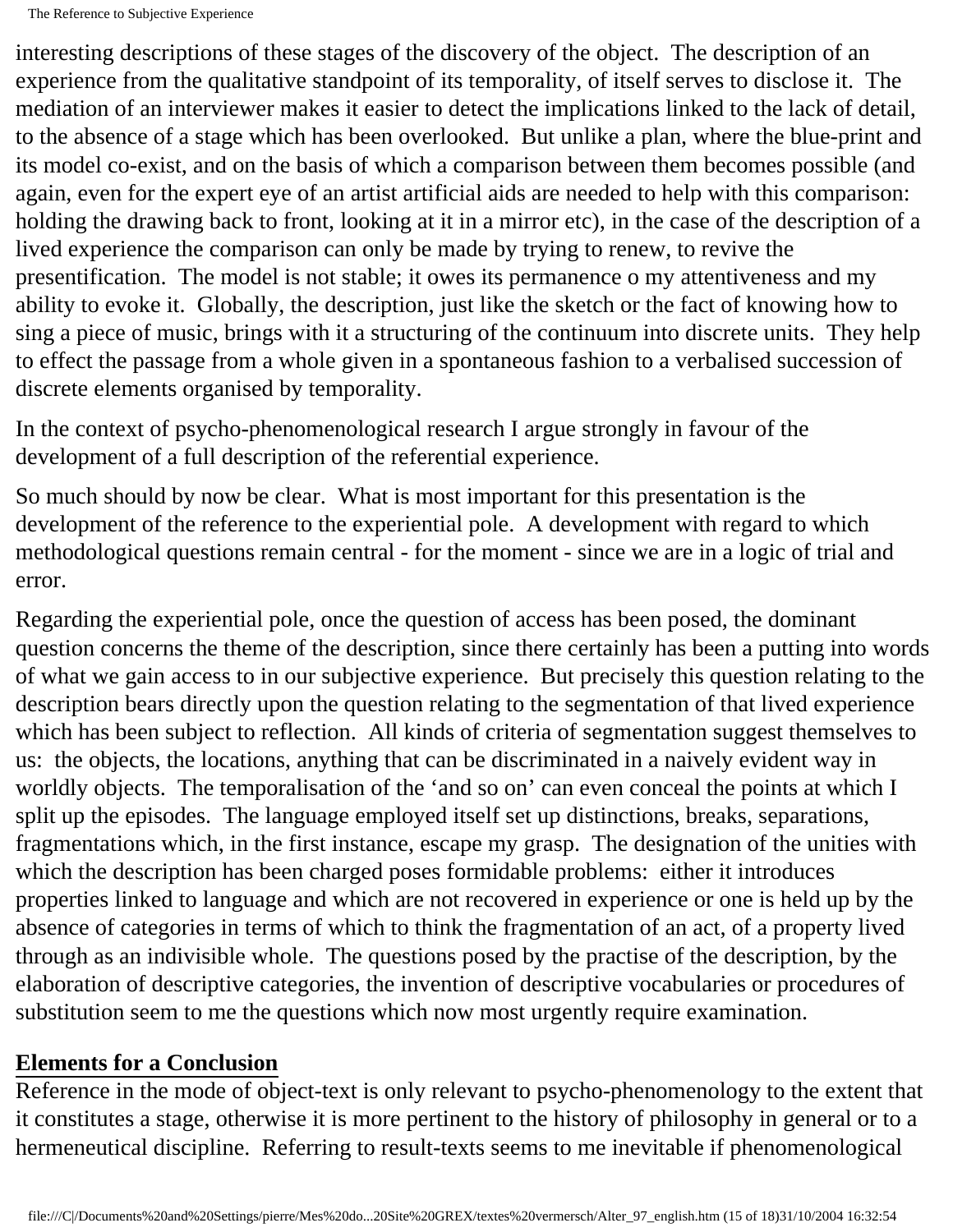interesting descriptions of these stages of the discovery of the object. The description of an experience from the qualitative standpoint of its temporality, of itself serves to disclose it. The mediation of an interviewer makes it easier to detect the implications linked to the lack of detail, to the absence of a stage which has been overlooked. But unlike a plan, where the blue-print and its model co-exist, and on the basis of which a comparison between them becomes possible (and again, even for the expert eye of an artist artificial aids are needed to help with this comparison: holding the drawing back to front, looking at it in a mirror etc), in the case of the description of a lived experience the comparison can only be made by trying to renew, to revive the presentification. The model is not stable; it owes its permanence o my attentiveness and my ability to evoke it. Globally, the description, just like the sketch or the fact of knowing how to sing a piece of music, brings with it a structuring of the continuum into discrete units. They help to effect the passage from a whole given in a spontaneous fashion to a verbalised succession of discrete elements organised by temporality.

In the context of psycho-phenomenological research I argue strongly in favour of the development of a full description of the referential experience.

So much should by now be clear. What is most important for this presentation is the development of the reference to the experiential pole. A development with regard to which methodological questions remain central - for the moment - since we are in a logic of trial and error.

Regarding the experiential pole, once the question of access has been posed, the dominant question concerns the theme of the description, since there certainly has been a putting into words of what we gain access to in our subjective experience. But precisely this question relating to the description bears directly upon the question relating to the segmentation of that lived experience which has been subject to reflection. All kinds of criteria of segmentation suggest themselves to us: the objects, the locations, anything that can be discriminated in a naively evident way in worldly objects. The temporalisation of the 'and so on' can even conceal the points at which I split up the episodes. The language employed itself set up distinctions, breaks, separations, fragmentations which, in the first instance, escape my grasp. The designation of the unities with which the description has been charged poses formidable problems: either it introduces properties linked to language and which are not recovered in experience or one is held up by the absence of categories in terms of which to think the fragmentation of an act, of a property lived through as an indivisible whole. The questions posed by the practise of the description, by the elaboration of descriptive categories, the invention of descriptive vocabularies or procedures of substitution seem to me the questions which now most urgently require examination.

## Elements for a Conclusion

Reference in the mode of object-text is only relevant to psycho-phenomenology to the extent that it constitutes a stage, otherwise it is more pertinent to the history of philosophy in general or to a hermeneutical discipline. Referring to result-texts seems to me inevitable if phenomenological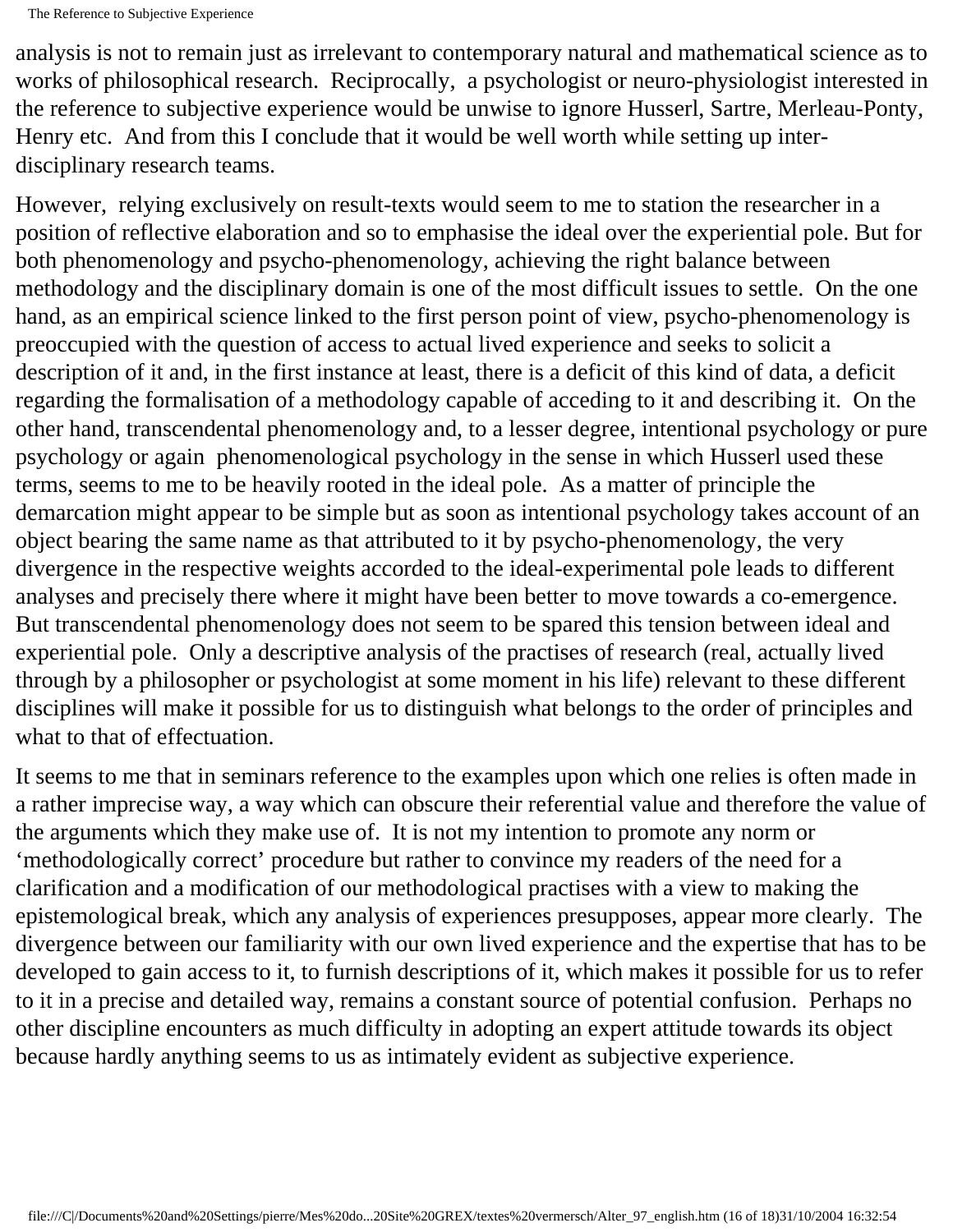analysis is not to remain just as irrelevant to contemporary natural and mathematical science as to works of philosophical research. Reciprocally, a psychologist or neuro-physiologist interested in the reference to subjective experience would be unwise to ignore Husserl, Sartre, Merleau-Ponty, Henry etc. And from this I conclude that it would be well worth while setting up inter-disciplinary research teams.

However, relying exclusively on result-texts would seem to me to station the researcher in a position of reflective elaboration and so to emphasise the ideal over the experiential pole. But for both phenomenology and psycho-phenomenology, achieving the right balance between methodology and the disciplinary domain is one of the most difficult issues to settle. On the one hand, as an empirical science linked to the first person point of view, psycho-phenomenology is preoccupied with the question of access to actual lived experience and seeks to solicit a description of it and, in the first instance at least, there is a deficit of this kind of data, a deficit regarding the formalisation of a methodology capable of acceding to it and describing it. On the other hand, transcendental phenomenology and, to a lesser degree, intentional psychology or pure psychology or again phenomenological psychology in the sense in which Husserl used these terms, seems to me to be heavily rooted in the ideal pole. As a matter of principle the demarcation might appear to be simple but as soon as intentional psychology takes account of an object bearing the same name as that attributed to it by psycho-phenomenology, the very divergence in the respective weights accorded to the ideal-experimental pole leads to different analyses and precisely there where it might have been better to move towards a co-emergence. But transcendental phenomenology does not seem to be spared this tension between ideal and experiential pole. Only a descriptive analysis of the practises of research (real, actually lived through by a philosopher or psychologist at some moment in his life) relevant to these different disciplines will make it possible for us to distinguish what belongs to the order of principles and what to that of effectuation.

It seems to me that in seminars reference to the examples upon which one relies is often made in a rather imprecise way, a way which can obscure their referential value and therefore the value of the arguments which they make use of. It is not my intention to promote any norm or 'methodologically correct' procedure but rather to convince my readers of the need for a clarification and a modification of our methodological practises with a view to making the epistemological break, which any analysis of experiences presupposes, appear more clearly. The divergence between our familiarity with our own lived experience and the expertise that has to be developed to gain access to it, to furnish descriptions of it, which makes it possible for us to refer to it in a precise and detailed way, remains a constant source of potential confusion. Perhaps no other discipline encounters as much difficulty in adopting an expert attitude towards its object because hardly anything seems to us as intimately evident as subjective experience.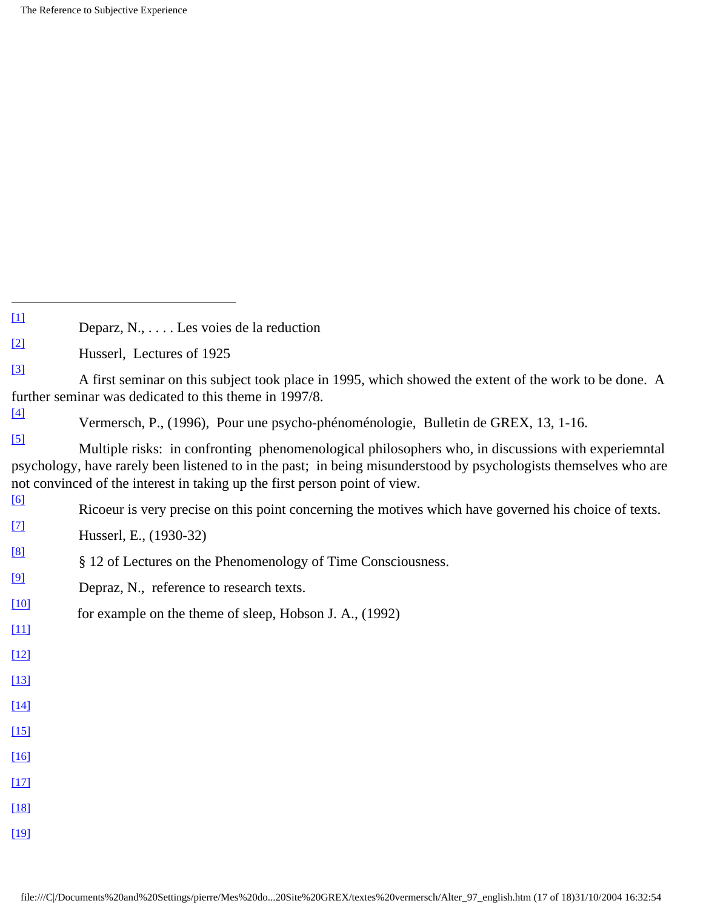---

[1] Deparz, N., . . . . Les voies de la reduction

[2] Husserl, Lectures of 1925

[3] A first seminar on this subject took place in 1995, which showed the extent of the work to be done. A further seminar was dedicated to this theme in 1997/8.

[4] Vermersch, P., (1996), Pour une psycho-phénoménologie, Bulletin de GREX, 13, 1-16.

[5] Multiple risks: in confronting phenomenological philosophers who, in discussions with experiemntal psychology, have rarely been listened to in the past; in being misunderstood by psychologists themselves who are not convinced of the interest in taking up the first person point of view.

[6] Ricoeur is very precise on this point concerning the motives which have governed his choice of texts.

[7] Husserl, E., (1930-32)

[8] § 12 of Lectures on the Phenomenology of Time Consciousness.

[9] Depraz, N., reference to research texts.

[10] for example on the theme of sleep, Hobson J. A., (1992)

[11]

[12]

[13]

[14]

[15]

[16]

[17]

[18]

[19]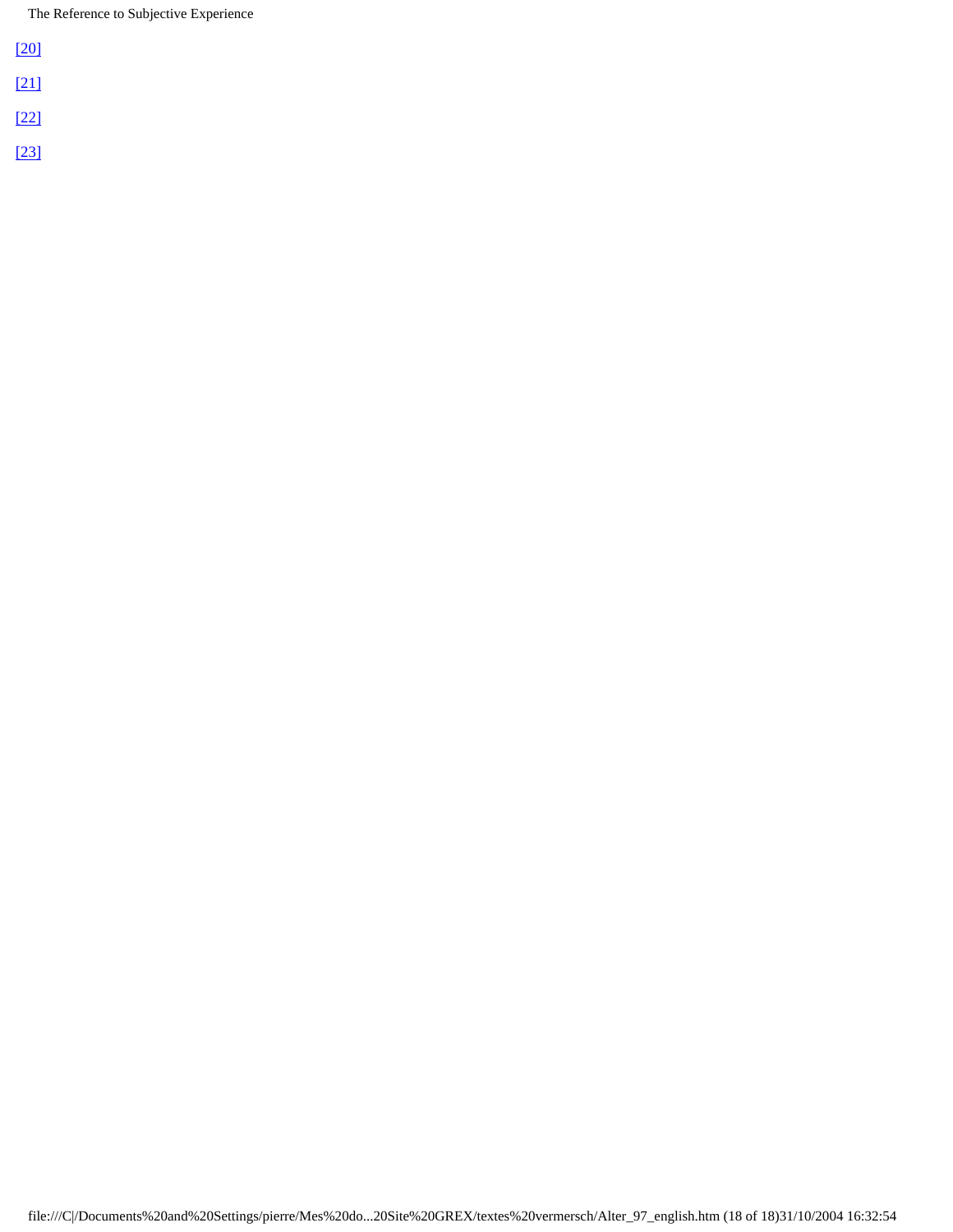[20]

[21]

[22]

[23]